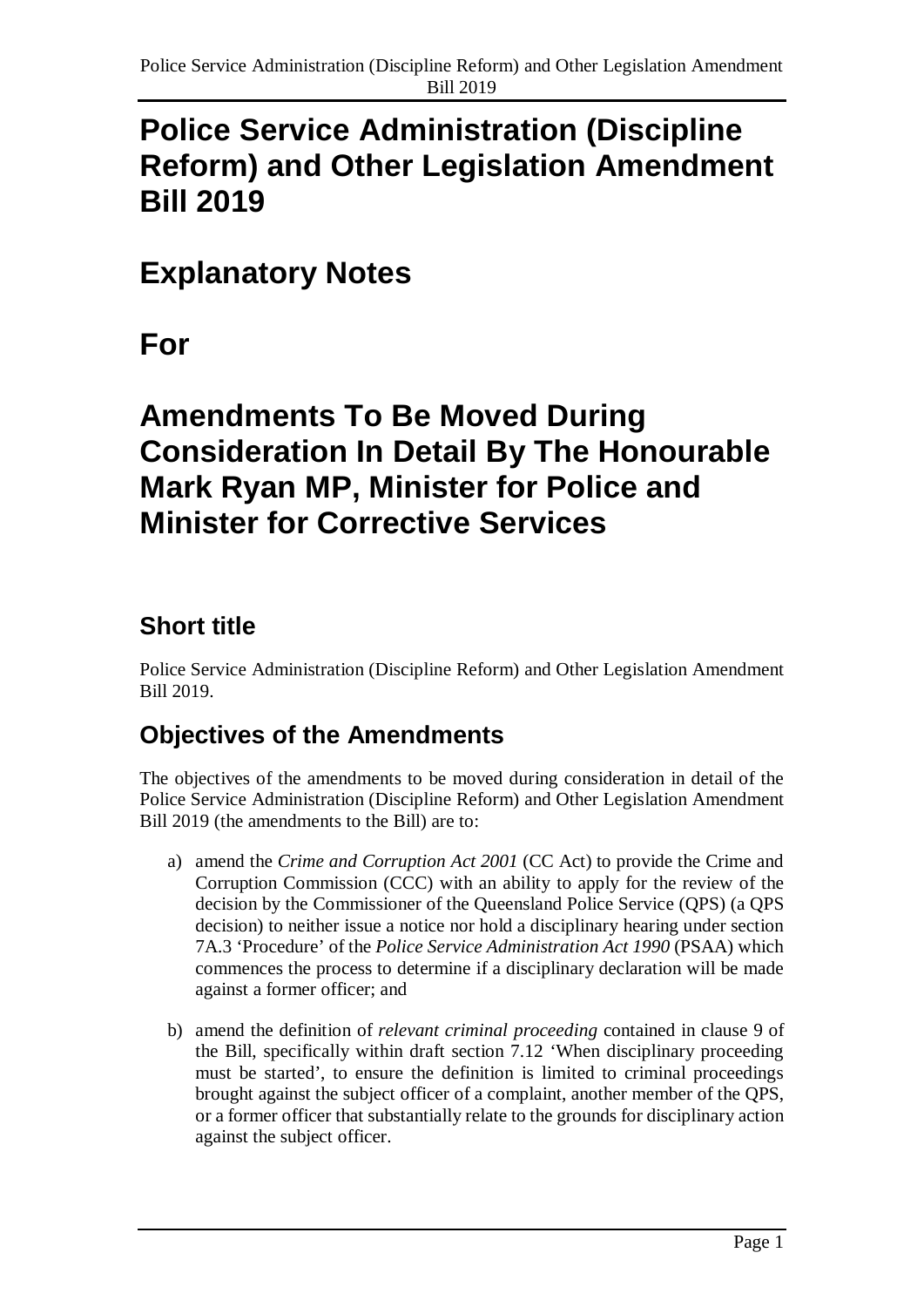# Police Service Administration (Discipline Reform) and Other Legislation Amendment Bill 2019

# Explanatory Notes

# For

# Amendments To Be Moved During Consideration In Detail By The Honourable Mark Ryan MP, Minister for Police and Minister for Corrective Services

## Short title

Police Service Administration (Discipline Reform) and Other Legislation Amendment Bill 2019.

## Objectives of the Amendments

The objectives of the amendments to be moved during consideration in detail of the Police Service Administration (Discipline Reform) and Other Legislation Amendment Bill 2019 (the amendments to the Bill) are to:

a) amend the *Crime and Corruption Act 2001* (CC Act) to provide the Crime and Corruption Commission (CCC) with an ability to apply for the review of the decision by the Commissioner of the Queensland Police Service (QPS) (a QPS decision) to neither issue a notice nor hold a disciplinary hearing under section 7A.3 'Procedure' of the *Police Service Administration Act 1990* (PSAA) which commences the process to determine if a disciplinary declaration will be made against a former officer; and

b) amend the definition of *relevant criminal proceeding* contained in clause 9 of the Bill, specifically within draft section 7.12 'When disciplinary proceeding must be started', to ensure the definition is limited to criminal proceedings brought against the subject officer of a complaint, another member of the QPS, or a former officer that substantially relate to the grounds for disciplinary action against the subject officer.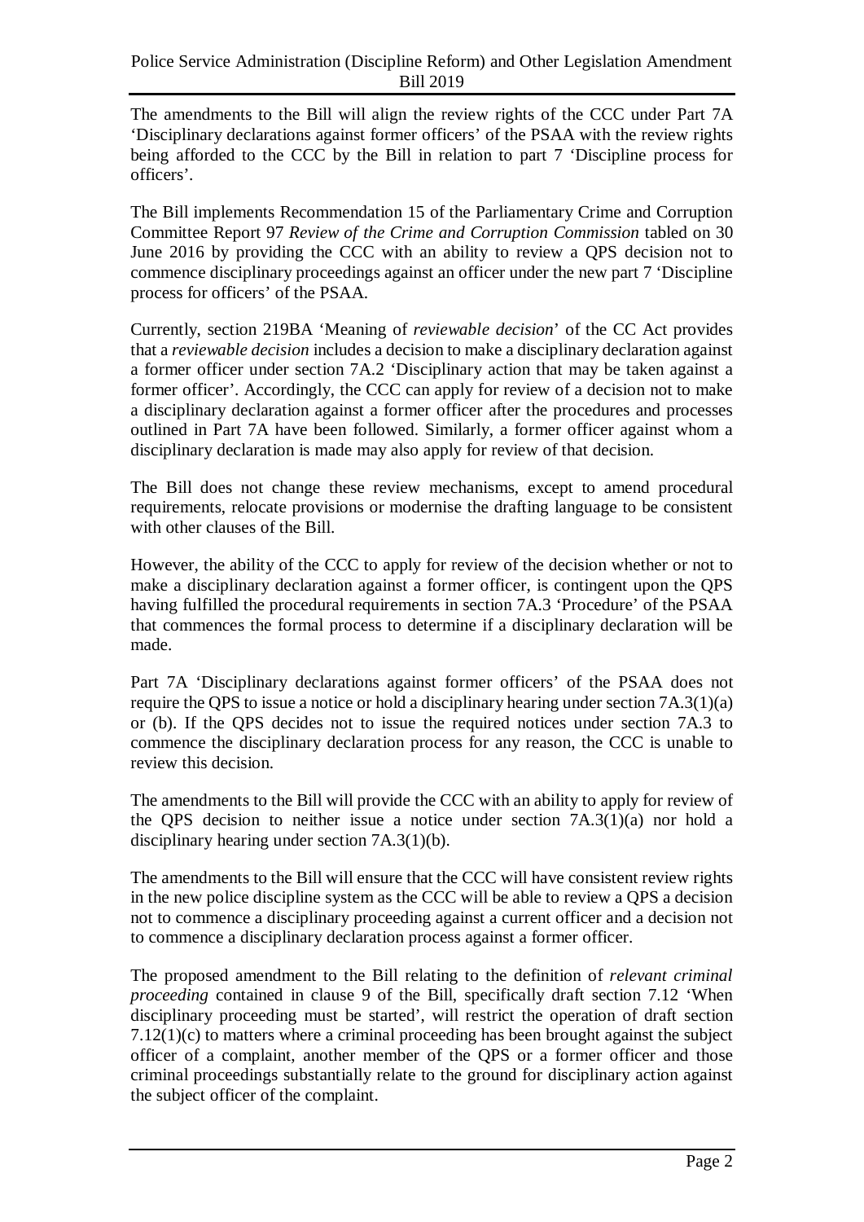The amendments to the Bill will align the review rights of the CCC under Part 7A 'Disciplinary declarations against former officers' of the PSAA with the review rights being afforded to the CCC by the Bill in relation to part 7 'Discipline process for officers'.

The Bill implements Recommendation 15 of the Parliamentary Crime and Corruption Committee Report 97 *Review of the Crime and Corruption Commission* tabled on 30 June 2016 by providing the CCC with an ability to review a QPS decision not to commence disciplinary proceedings against an officer under the new part 7 'Discipline process for officers' of the PSAA.

Currently, section 219BA 'Meaning of *reviewable decision*' of the CC Act provides that a *reviewable decision* includes a decision to make a disciplinary declaration against a former officer under section 7A.2 'Disciplinary action that may be taken against a former officer'. Accordingly, the CCC can apply for review of a decision not to make a disciplinary declaration against a former officer after the procedures and processes outlined in Part 7A have been followed. Similarly, a former officer against whom a disciplinary declaration is made may also apply for review of that decision.

The Bill does not change these review mechanisms, except to amend procedural requirements, relocate provisions or modernise the drafting language to be consistent with other clauses of the Bill.

However, the ability of the CCC to apply for review of the decision whether or not to make a disciplinary declaration against a former officer, is contingent upon the QPS having fulfilled the procedural requirements in section 7A.3 'Procedure' of the PSAA that commences the formal process to determine if a disciplinary declaration will be made.

Part 7A 'Disciplinary declarations against former officers' of the PSAA does not require the QPS to issue a notice or hold a disciplinary hearing under section 7A.3(1)(a) or (b). If the QPS decides not to issue the required notices under section 7A.3 to commence the disciplinary declaration process for any reason, the CCC is unable to review this decision.

The amendments to the Bill will provide the CCC with an ability to apply for review of the QPS decision to neither issue a notice under section 7A.3(1)(a) nor hold a disciplinary hearing under section 7A.3(1)(b).

The amendments to the Bill will ensure that the CCC will have consistent review rights in the new police discipline system as the CCC will be able to review a QPS a decision not to commence a disciplinary proceeding against a current officer and a decision not to commence a disciplinary declaration process against a former officer.

The proposed amendment to the Bill relating to the definition of *relevant criminal proceeding* contained in clause 9 of the Bill, specifically draft section 7.12 'When disciplinary proceeding must be started', will restrict the operation of draft section 7.12(1)(c) to matters where a criminal proceeding has been brought against the subject officer of a complaint, another member of the QPS or a former officer and those criminal proceedings substantially relate to the ground for disciplinary action against the subject officer of the complaint.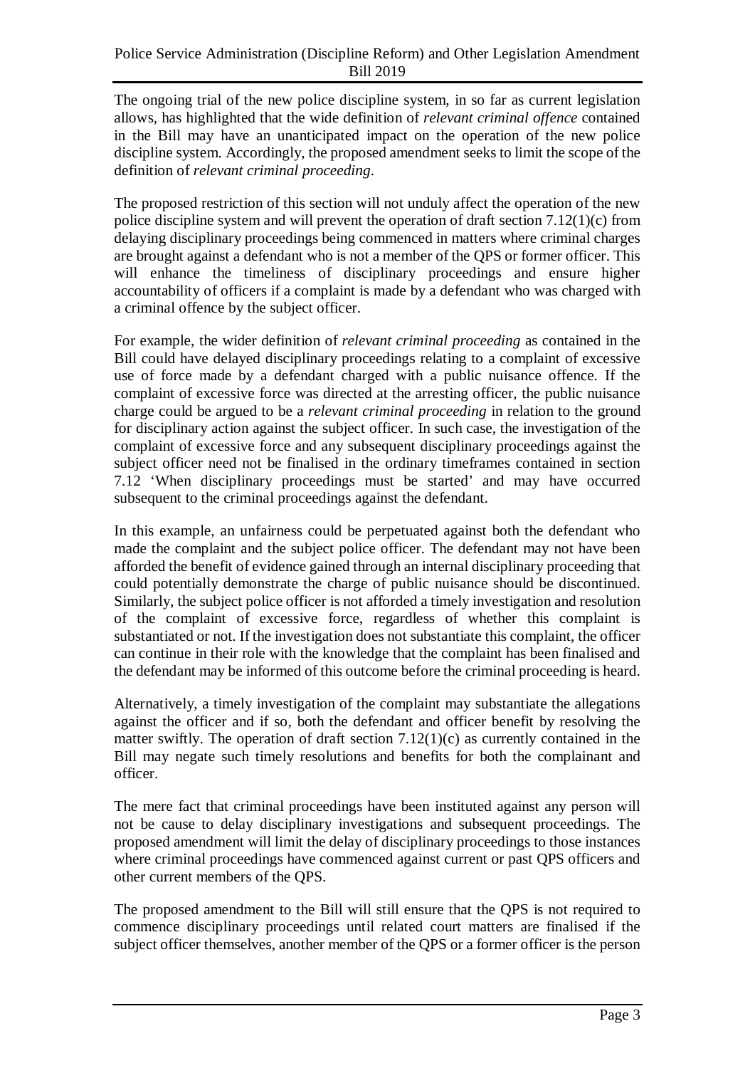The ongoing trial of the new police discipline system, in so far as current legislation allows, has highlighted that the wide definition of *relevant criminal offence* contained in the Bill may have an unanticipated impact on the operation of the new police discipline system. Accordingly, the proposed amendment seeks to limit the scope of the definition of *relevant criminal proceeding*.

The proposed restriction of this section will not unduly affect the operation of the new police discipline system and will prevent the operation of draft section 7.12(1)(c) from delaying disciplinary proceedings being commenced in matters where criminal charges are brought against a defendant who is not a member of the QPS or former officer. This will enhance the timeliness of disciplinary proceedings and ensure higher accountability of officers if a complaint is made by a defendant who was charged with a criminal offence by the subject officer.

For example, the wider definition of *relevant criminal proceeding* as contained in the Bill could have delayed disciplinary proceedings relating to a complaint of excessive use of force made by a defendant charged with a public nuisance offence. If the complaint of excessive force was directed at the arresting officer, the public nuisance charge could be argued to be a *relevant criminal proceeding* in relation to the ground for disciplinary action against the subject officer. In such case, the investigation of the complaint of excessive force and any subsequent disciplinary proceedings against the subject officer need not be finalised in the ordinary timeframes contained in section 7.12 'When disciplinary proceedings must be started' and may have occurred subsequent to the criminal proceedings against the defendant.

In this example, an unfairness could be perpetuated against both the defendant who made the complaint and the subject police officer. The defendant may not have been afforded the benefit of evidence gained through an internal disciplinary proceeding that could potentially demonstrate the charge of public nuisance should be discontinued. Similarly, the subject police officer is not afforded a timely investigation and resolution of the complaint of excessive force, regardless of whether this complaint is substantiated or not. If the investigation does not substantiate this complaint, the officer can continue in their role with the knowledge that the complaint has been finalised and the defendant may be informed of this outcome before the criminal proceeding is heard.

Alternatively, a timely investigation of the complaint may substantiate the allegations against the officer and if so, both the defendant and officer benefit by resolving the matter swiftly. The operation of draft section 7.12(1)(c) as currently contained in the Bill may negate such timely resolutions and benefits for both the complainant and officer.

The mere fact that criminal proceedings have been instituted against any person will not be cause to delay disciplinary investigations and subsequent proceedings. The proposed amendment will limit the delay of disciplinary proceedings to those instances where criminal proceedings have commenced against current or past QPS officers and other current members of the QPS.

The proposed amendment to the Bill will still ensure that the QPS is not required to commence disciplinary proceedings until related court matters are finalised if the subject officer themselves, another member of the QPS or a former officer is the person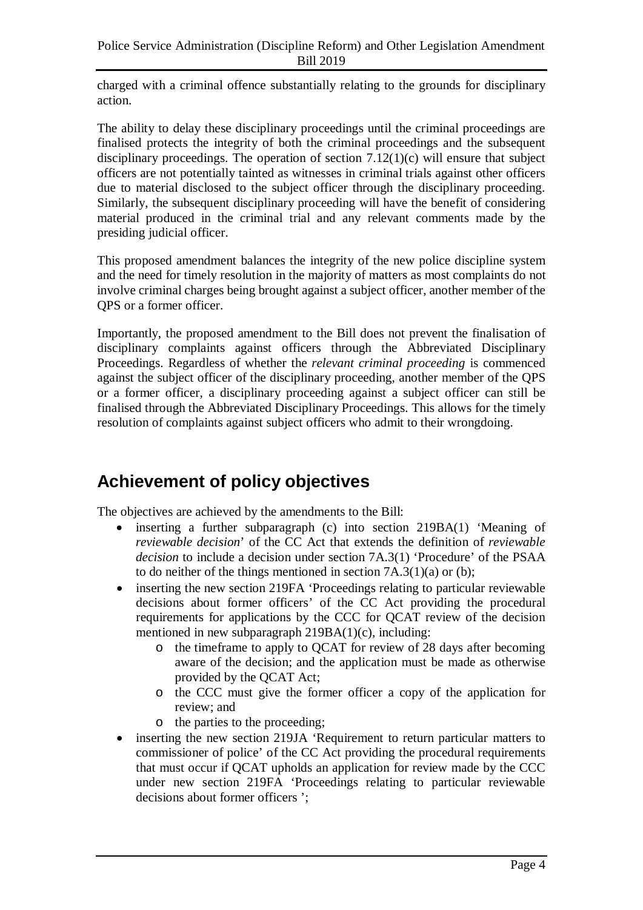charged with a criminal offence substantially relating to the grounds for disciplinary action.

The ability to delay these disciplinary proceedings until the criminal proceedings are finalised protects the integrity of both the criminal proceedings and the subsequent disciplinary proceedings. The operation of section 7.12(1)(c) will ensure that subject officers are not potentially tainted as witnesses in criminal trials against other officers due to material disclosed to the subject officer through the disciplinary proceeding. Similarly, the subsequent disciplinary proceeding will have the benefit of considering material produced in the criminal trial and any relevant comments made by the presiding judicial officer.

This proposed amendment balances the integrity of the new police discipline system and the need for timely resolution in the majority of matters as most complaints do not involve criminal charges being brought against a subject officer, another member of the QPS or a former officer.

Importantly, the proposed amendment to the Bill does not prevent the finalisation of disciplinary complaints against officers through the Abbreviated Disciplinary Proceedings. Regardless of whether the *relevant criminal proceeding* is commenced against the subject officer of the disciplinary proceeding, another member of the QPS or a former officer, a disciplinary proceeding against a subject officer can still be finalised through the Abbreviated Disciplinary Proceedings. This allows for the timely resolution of complaints against subject officers who admit to their wrongdoing.

## Achievement of policy objectives

The objectives are achieved by the amendments to the Bill:

- inserting a further subparagraph (c) into section 219BA(1) 'Meaning of *reviewable decision*' of the CC Act that extends the definition of *reviewable decision* to include a decision under section 7A.3(1) 'Procedure' of the PSAA to do neither of the things mentioned in section 7A.3(1)(a) or (b);
- inserting the new section 219FA 'Proceedings relating to particular reviewable decisions about former officers' of the CC Act providing the procedural requirements for applications by the CCC for QCAT review of the decision mentioned in new subparagraph 219BA(1)(c), including:
  - the timeframe to apply to QCAT for review of 28 days after becoming aware of the decision; and the application must be made as otherwise provided by the QCAT Act;
  - the CCC must give the former officer a copy of the application for review; and
  - the parties to the proceeding;
- inserting the new section 219JA 'Requirement to return particular matters to commissioner of police' of the CC Act providing the procedural requirements that must occur if QCAT upholds an application for review made by the CCC under new section 219FA 'Proceedings relating to particular reviewable decisions about former officers ';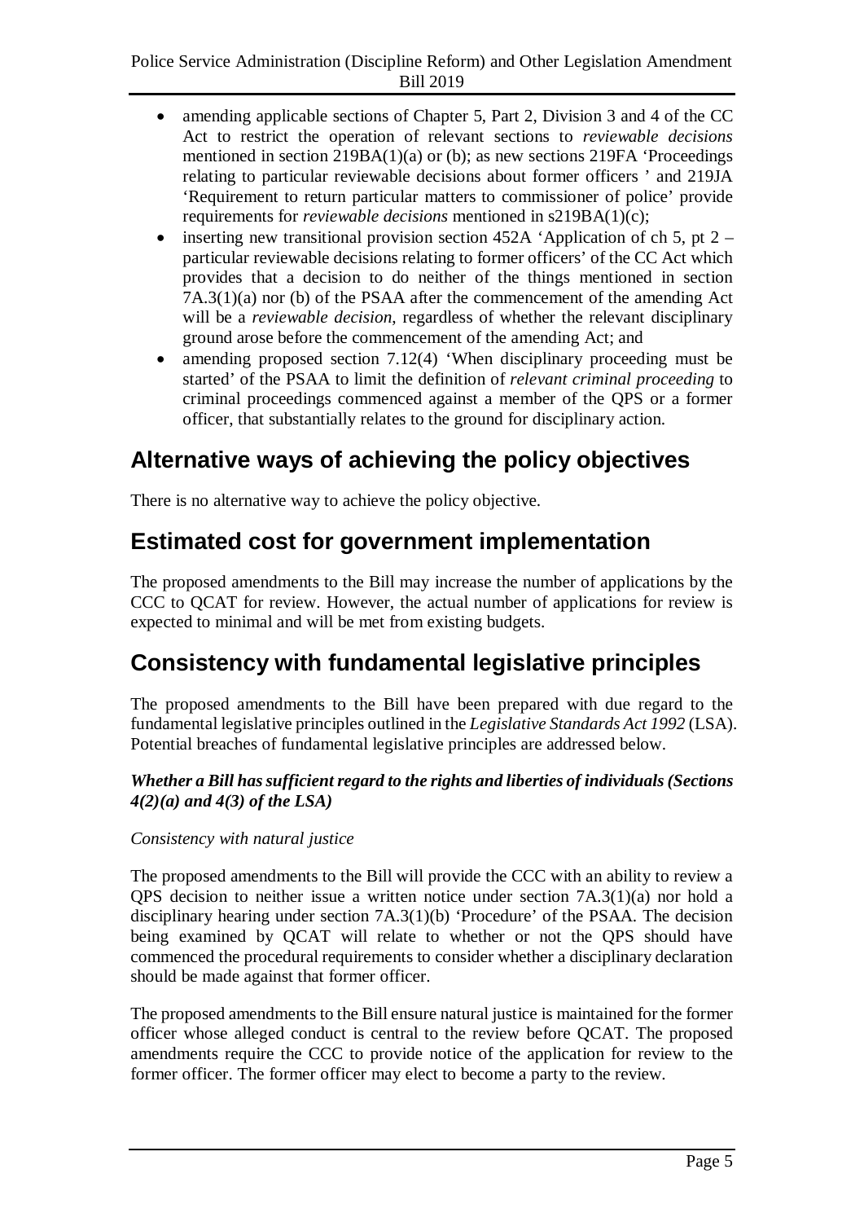- amending applicable sections of Chapter 5, Part 2, Division 3 and 4 of the CC Act to restrict the operation of relevant sections to *reviewable decisions* mentioned in section 219BA(1)(a) or (b); as new sections 219FA 'Proceedings relating to particular reviewable decisions about former officers ' and 219JA 'Requirement to return particular matters to commissioner of police' provide requirements for *reviewable decisions* mentioned in s219BA(1)(c);
- inserting new transitional provision section 452A 'Application of ch 5, pt 2 – particular reviewable decisions relating to former officers' of the CC Act which provides that a decision to do neither of the things mentioned in section 7A.3(1)(a) nor (b) of the PSAA after the commencement of the amending Act will be a *reviewable decision*, regardless of whether the relevant disciplinary ground arose before the commencement of the amending Act; and
- amending proposed section 7.12(4) 'When disciplinary proceeding must be started' of the PSAA to limit the definition of *relevant criminal proceeding* to criminal proceedings commenced against a member of the QPS or a former officer, that substantially relates to the ground for disciplinary action.

## Alternative ways of achieving the policy objectives

There is no alternative way to achieve the policy objective.

## Estimated cost for government implementation

The proposed amendments to the Bill may increase the number of applications by the CCC to QCAT for review. However, the actual number of applications for review is expected to minimal and will be met from existing budgets.

## Consistency with fundamental legislative principles

The proposed amendments to the Bill have been prepared with due regard to the fundamental legislative principles outlined in the *Legislative Standards Act 1992* (LSA). Potential breaches of fundamental legislative principles are addressed below.

***Whether a Bill has sufficient regard to the rights and liberties of individuals (Sections 4(2)(a) and 4(3) of the LSA)***

*Consistency with natural justice*

The proposed amendments to the Bill will provide the CCC with an ability to review a QPS decision to neither issue a written notice under section 7A.3(1)(a) nor hold a disciplinary hearing under section 7A.3(1)(b) 'Procedure' of the PSAA. The decision being examined by QCAT will relate to whether or not the QPS should have commenced the procedural requirements to consider whether a disciplinary declaration should be made against that former officer.

The proposed amendments to the Bill ensure natural justice is maintained for the former officer whose alleged conduct is central to the review before QCAT. The proposed amendments require the CCC to provide notice of the application for review to the former officer. The former officer may elect to become a party to the review.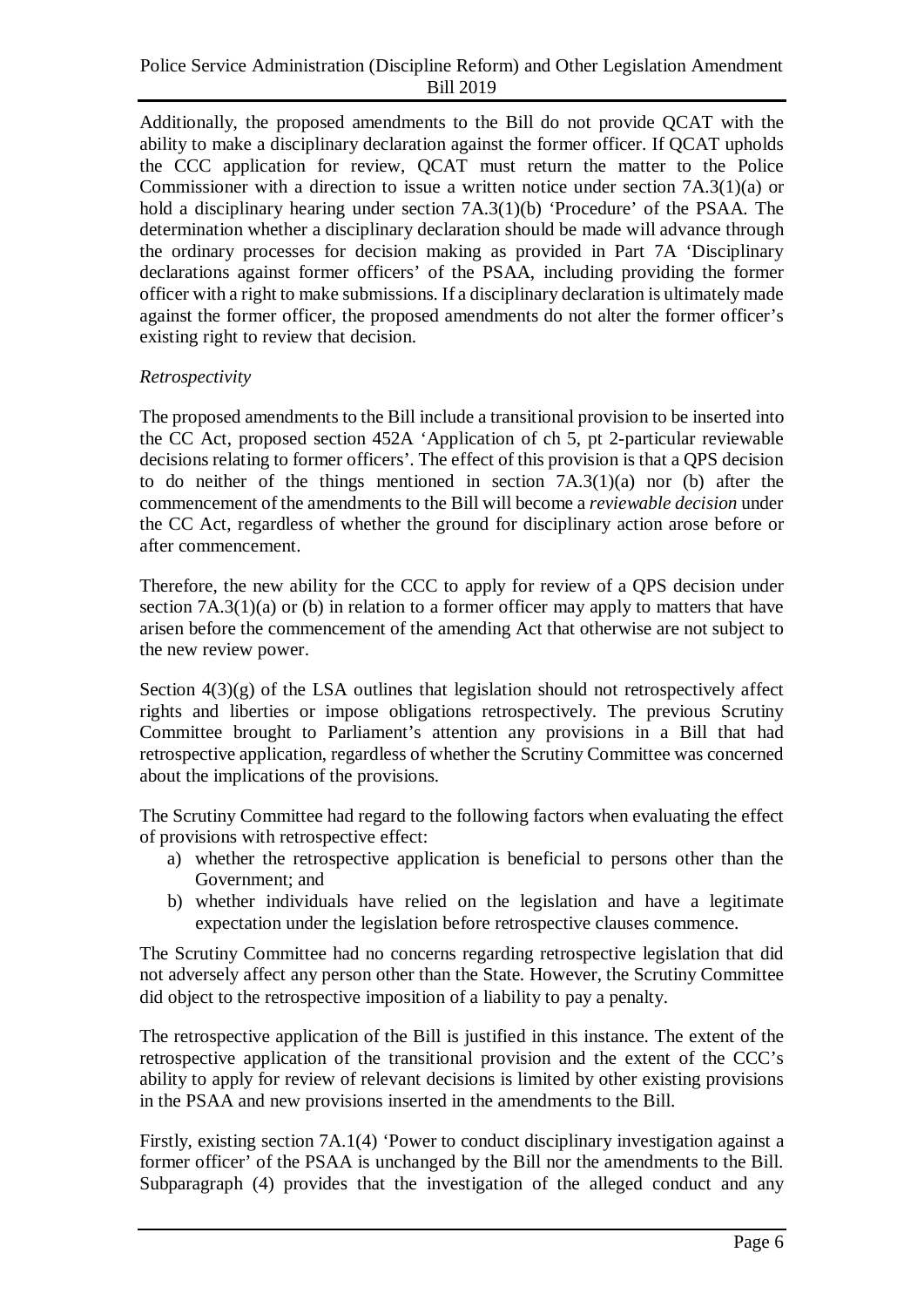Additionally, the proposed amendments to the Bill do not provide QCAT with the ability to make a disciplinary declaration against the former officer. If QCAT upholds the CCC application for review, QCAT must return the matter to the Police Commissioner with a direction to issue a written notice under section 7A.3(1)(a) or hold a disciplinary hearing under section 7A.3(1)(b) 'Procedure' of the PSAA. The determination whether a disciplinary declaration should be made will advance through the ordinary processes for decision making as provided in Part 7A 'Disciplinary declarations against former officers' of the PSAA, including providing the former officer with a right to make submissions. If a disciplinary declaration is ultimately made against the former officer, the proposed amendments do not alter the former officer's existing right to review that decision.

*Retrospectivity*

The proposed amendments to the Bill include a transitional provision to be inserted into the CC Act, proposed section 452A 'Application of ch 5, pt 2-particular reviewable decisions relating to former officers'. The effect of this provision is that a QPS decision to do neither of the things mentioned in section 7A.3(1)(a) nor (b) after the commencement of the amendments to the Bill will become a *reviewable decision* under the CC Act, regardless of whether the ground for disciplinary action arose before or after commencement.

Therefore, the new ability for the CCC to apply for review of a QPS decision under section 7A.3(1)(a) or (b) in relation to a former officer may apply to matters that have arisen before the commencement of the amending Act that otherwise are not subject to the new review power.

Section 4(3)(g) of the LSA outlines that legislation should not retrospectively affect rights and liberties or impose obligations retrospectively. The previous Scrutiny Committee brought to Parliament's attention any provisions in a Bill that had retrospective application, regardless of whether the Scrutiny Committee was concerned about the implications of the provisions.

The Scrutiny Committee had regard to the following factors when evaluating the effect of provisions with retrospective effect:

a) whether the retrospective application is beneficial to persons other than the Government; and
b) whether individuals have relied on the legislation and have a legitimate expectation under the legislation before retrospective clauses commence.

The Scrutiny Committee had no concerns regarding retrospective legislation that did not adversely affect any person other than the State. However, the Scrutiny Committee did object to the retrospective imposition of a liability to pay a penalty.

The retrospective application of the Bill is justified in this instance. The extent of the retrospective application of the transitional provision and the extent of the CCC's ability to apply for review of relevant decisions is limited by other existing provisions in the PSAA and new provisions inserted in the amendments to the Bill.

Firstly, existing section 7A.1(4) 'Power to conduct disciplinary investigation against a former officer' of the PSAA is unchanged by the Bill nor the amendments to the Bill. Subparagraph (4) provides that the investigation of the alleged conduct and any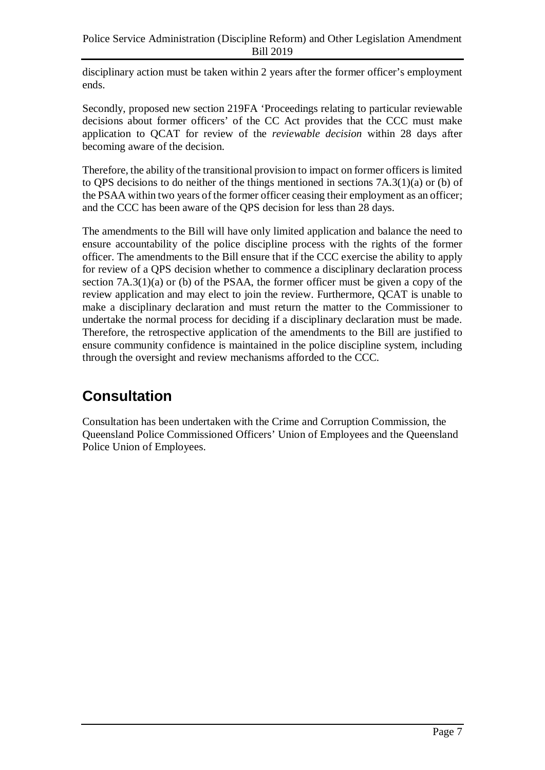disciplinary action must be taken within 2 years after the former officer's employment ends.

Secondly, proposed new section 219FA 'Proceedings relating to particular reviewable decisions about former officers' of the CC Act provides that the CCC must make application to QCAT for review of the *reviewable decision* within 28 days after becoming aware of the decision.

Therefore, the ability of the transitional provision to impact on former officers is limited to QPS decisions to do neither of the things mentioned in sections 7A.3(1)(a) or (b) of the PSAA within two years of the former officer ceasing their employment as an officer; and the CCC has been aware of the QPS decision for less than 28 days.

The amendments to the Bill will have only limited application and balance the need to ensure accountability of the police discipline process with the rights of the former officer. The amendments to the Bill ensure that if the CCC exercise the ability to apply for review of a QPS decision whether to commence a disciplinary declaration process section 7A.3(1)(a) or (b) of the PSAA, the former officer must be given a copy of the review application and may elect to join the review. Furthermore, QCAT is unable to make a disciplinary declaration and must return the matter to the Commissioner to undertake the normal process for deciding if a disciplinary declaration must be made. Therefore, the retrospective application of the amendments to the Bill are justified to ensure community confidence is maintained in the police discipline system, including through the oversight and review mechanisms afforded to the CCC.

# Consultation

Consultation has been undertaken with the Crime and Corruption Commission, the Queensland Police Commissioned Officers' Union of Employees and the Queensland Police Union of Employees.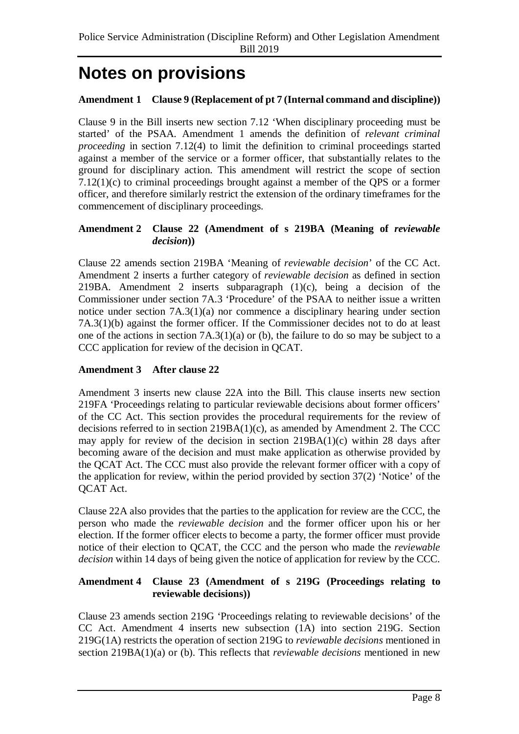# Notes on provisions

### Amendment 1 Clause 9 (Replacement of pt 7 (Internal command and discipline))

Clause 9 in the Bill inserts new section 7.12 'When disciplinary proceeding must be started' of the PSAA. Amendment 1 amends the definition of *relevant criminal proceeding* in section 7.12(4) to limit the definition to criminal proceedings started against a member of the service or a former officer, that substantially relates to the ground for disciplinary action. This amendment will restrict the scope of section 7.12(1)(c) to criminal proceedings brought against a member of the QPS or a former officer, and therefore similarly restrict the extension of the ordinary timeframes for the commencement of disciplinary proceedings.

### Amendment 2 Clause 22 (Amendment of s 219BA (Meaning of *reviewable decision*))

Clause 22 amends section 219BA 'Meaning of *reviewable decision*' of the CC Act. Amendment 2 inserts a further category of *reviewable decision* as defined in section 219BA. Amendment 2 inserts subparagraph (1)(c), being a decision of the Commissioner under section 7A.3 'Procedure' of the PSAA to neither issue a written notice under section 7A.3(1)(a) nor commence a disciplinary hearing under section 7A.3(1)(b) against the former officer. If the Commissioner decides not to do at least one of the actions in section 7A.3(1)(a) or (b), the failure to do so may be subject to a CCC application for review of the decision in QCAT.

### Amendment 3 After clause 22

Amendment 3 inserts new clause 22A into the Bill. This clause inserts new section 219FA 'Proceedings relating to particular reviewable decisions about former officers' of the CC Act. This section provides the procedural requirements for the review of decisions referred to in section 219BA(1)(c), as amended by Amendment 2. The CCC may apply for review of the decision in section 219BA(1)(c) within 28 days after becoming aware of the decision and must make application as otherwise provided by the QCAT Act. The CCC must also provide the relevant former officer with a copy of the application for review, within the period provided by section 37(2) 'Notice' of the QCAT Act.

Clause 22A also provides that the parties to the application for review are the CCC, the person who made the *reviewable decision* and the former officer upon his or her election. If the former officer elects to become a party, the former officer must provide notice of their election to QCAT, the CCC and the person who made the *reviewable decision* within 14 days of being given the notice of application for review by the CCC.

### Amendment 4 Clause 23 (Amendment of s 219G (Proceedings relating to reviewable decisions))

Clause 23 amends section 219G 'Proceedings relating to reviewable decisions' of the CC Act. Amendment 4 inserts new subsection (1A) into section 219G. Section 219G(1A) restricts the operation of section 219G to *reviewable decisions* mentioned in section 219BA(1)(a) or (b). This reflects that *reviewable decisions* mentioned in new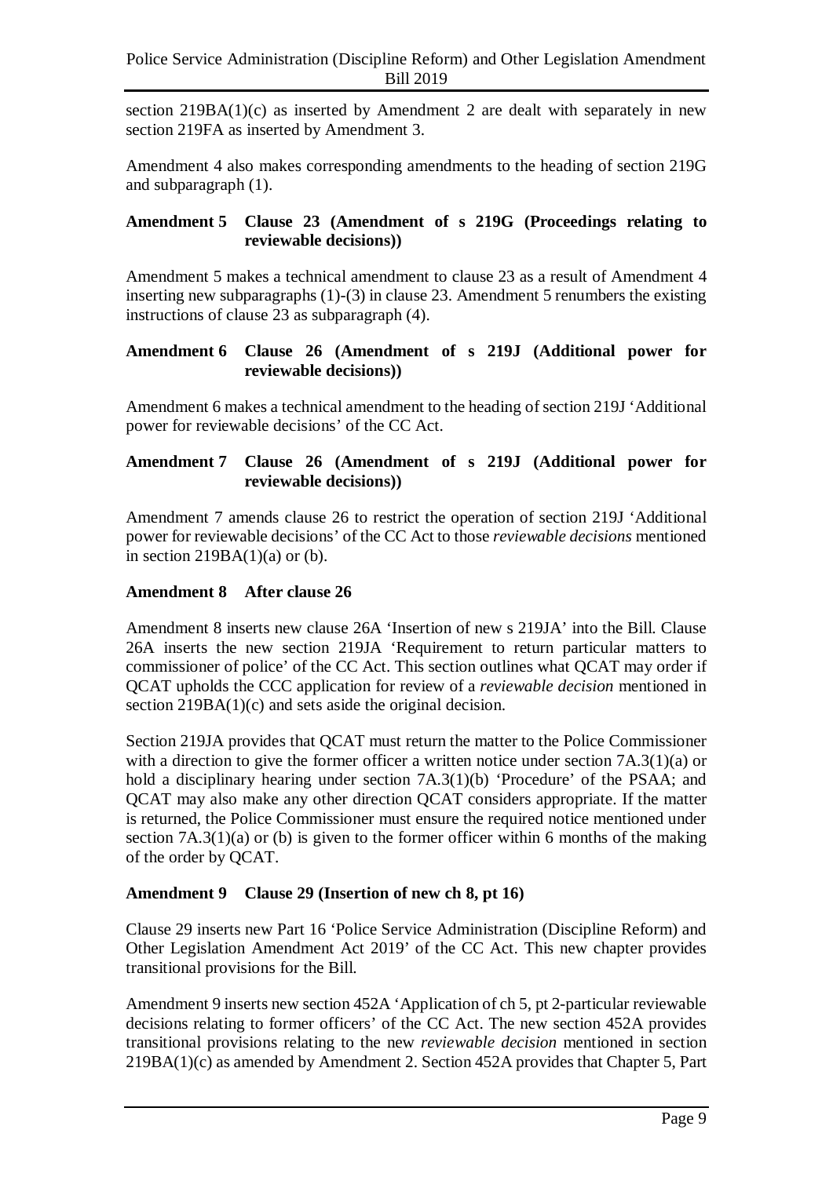section 219BA(1)(c) as inserted by Amendment 2 are dealt with separately in new section 219FA as inserted by Amendment 3.

Amendment 4 also makes corresponding amendments to the heading of section 219G and subparagraph (1).

**Amendment 5 Clause 23 (Amendment of s 219G (Proceedings relating to reviewable decisions))**

Amendment 5 makes a technical amendment to clause 23 as a result of Amendment 4 inserting new subparagraphs (1)-(3) in clause 23. Amendment 5 renumbers the existing instructions of clause 23 as subparagraph (4).

**Amendment 6 Clause 26 (Amendment of s 219J (Additional power for reviewable decisions))**

Amendment 6 makes a technical amendment to the heading of section 219J 'Additional power for reviewable decisions' of the CC Act.

**Amendment 7 Clause 26 (Amendment of s 219J (Additional power for reviewable decisions))**

Amendment 7 amends clause 26 to restrict the operation of section 219J 'Additional power for reviewable decisions' of the CC Act to those *reviewable decisions* mentioned in section 219BA(1)(a) or (b).

**Amendment 8 After clause 26**

Amendment 8 inserts new clause 26A 'Insertion of new s 219JA' into the Bill. Clause 26A inserts the new section 219JA 'Requirement to return particular matters to commissioner of police' of the CC Act. This section outlines what QCAT may order if QCAT upholds the CCC application for review of a *reviewable decision* mentioned in section 219BA(1)(c) and sets aside the original decision.

Section 219JA provides that QCAT must return the matter to the Police Commissioner with a direction to give the former officer a written notice under section 7A.3(1)(a) or hold a disciplinary hearing under section 7A.3(1)(b) 'Procedure' of the PSAA; and QCAT may also make any other direction QCAT considers appropriate. If the matter is returned, the Police Commissioner must ensure the required notice mentioned under section 7A.3(1)(a) or (b) is given to the former officer within 6 months of the making of the order by QCAT.

**Amendment 9 Clause 29 (Insertion of new ch 8, pt 16)**

Clause 29 inserts new Part 16 'Police Service Administration (Discipline Reform) and Other Legislation Amendment Act 2019' of the CC Act. This new chapter provides transitional provisions for the Bill.

Amendment 9 inserts new section 452A 'Application of ch 5, pt 2-particular reviewable decisions relating to former officers' of the CC Act. The new section 452A provides transitional provisions relating to the new *reviewable decision* mentioned in section 219BA(1)(c) as amended by Amendment 2. Section 452A provides that Chapter 5, Part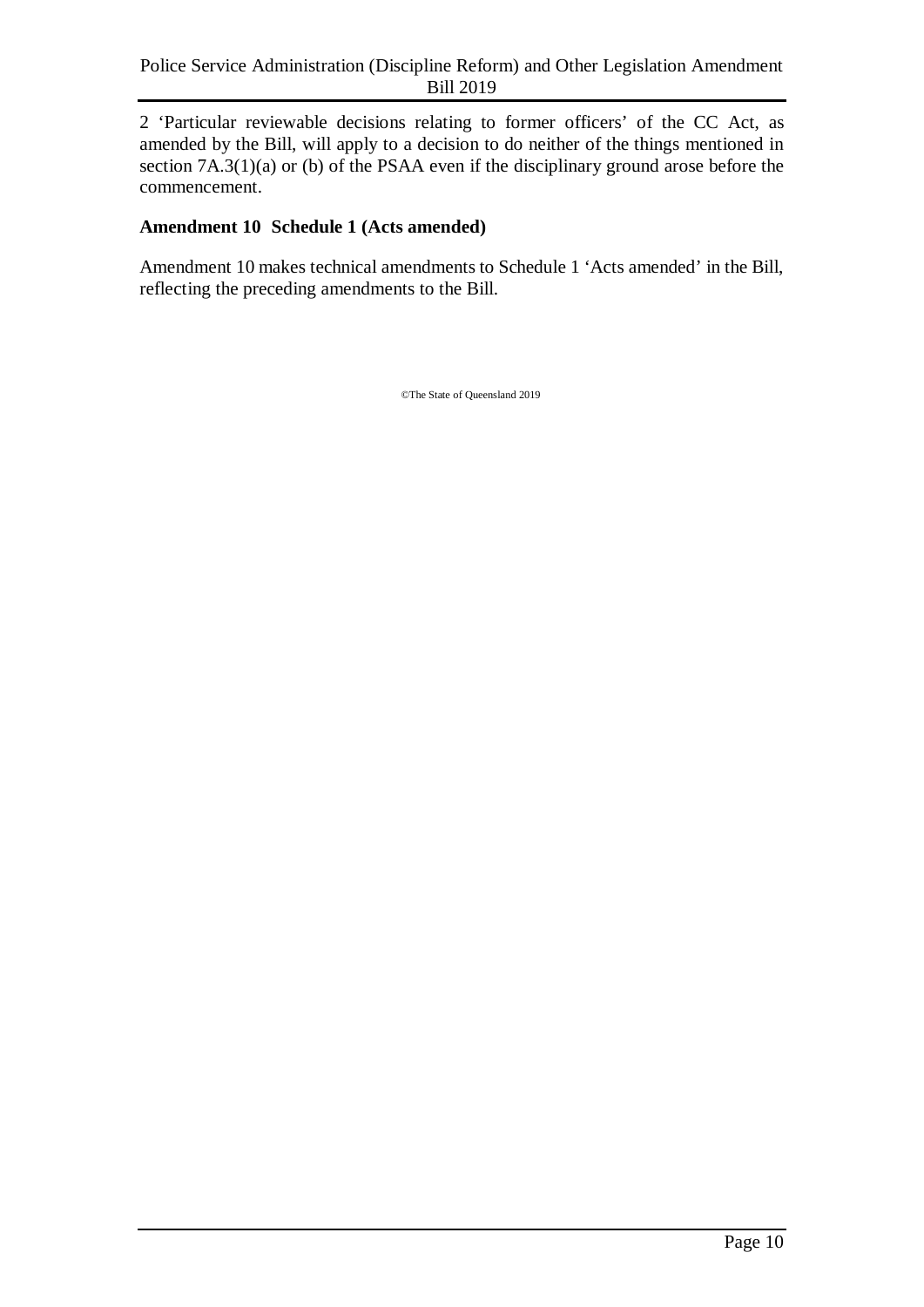2 'Particular reviewable decisions relating to former officers' of the CC Act, as amended by the Bill, will apply to a decision to do neither of the things mentioned in section 7A.3(1)(a) or (b) of the PSAA even if the disciplinary ground arose before the commencement.

**Amendment 10 Schedule 1 (Acts amended)**

Amendment 10 makes technical amendments to Schedule 1 'Acts amended' in the Bill, reflecting the preceding amendments to the Bill.

©The State of Queensland 2019